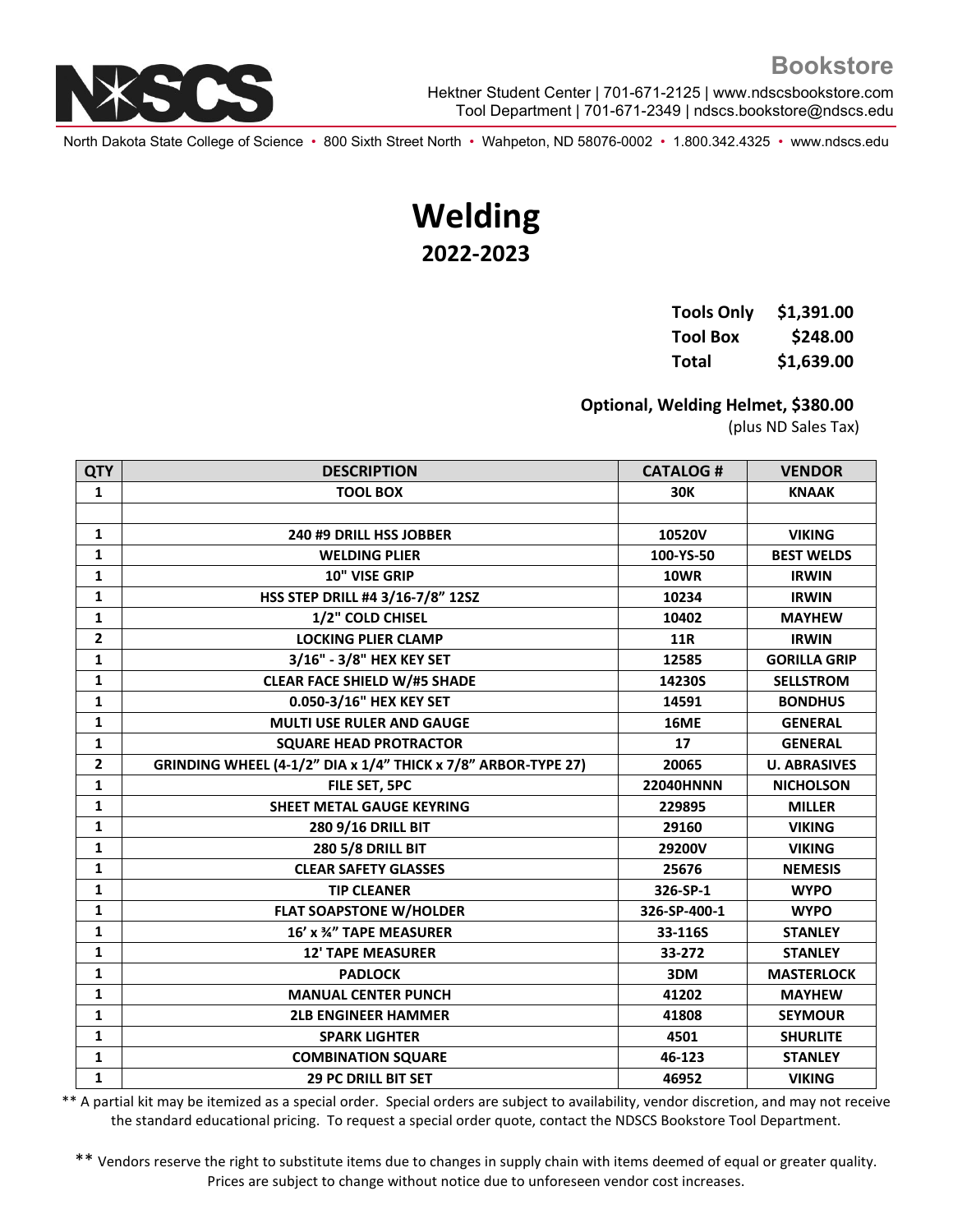**Bookstore**

Hektner Student Center | 701-671-2125 | www.ndscsbookstore.com
Tool Department | 701-671-2349 | ndscs.bookstore@ndscs.edu

North Dakota State College of Science • 800 Sixth Street North • Wahpeton, ND 58076-0002 • 1.800.342.4325 • www.ndscs.edu

# Welding

## 2022-2023

| | |
|---|---|
| **Tools Only** | **$1,391.00** |
| **Tool Box** | **$248.00** |
| **Total** | **$1,639.00** |

**Optional, Welding Helmet, $380.00**
(plus ND Sales Tax)

| QTY | DESCRIPTION | CATALOG # | VENDOR |
|---|---|---|---|
| 1 | TOOL BOX | 30K | KNAAK |
| | | | |
| 1 | 240 #9 DRILL HSS JOBBER | 10520V | VIKING |
| 1 | WELDING PLIER | 100-YS-50 | BEST WELDS |
| 1 | 10" VISE GRIP | 10WR | IRWIN |
| 1 | HSS STEP DRILL #4 3/16-7/8" 12SZ | 10234 | IRWIN |
| 1 | 1/2" COLD CHISEL | 10402 | MAYHEW |
| 2 | LOCKING PLIER CLAMP | 11R | IRWIN |
| 1 | 3/16" - 3/8" HEX KEY SET | 12585 | GORILLA GRIP |
| 1 | CLEAR FACE SHIELD W/#5 SHADE | 14230S | SELLSTROM |
| 1 | 0.050-3/16" HEX KEY SET | 14591 | BONDHUS |
| 1 | MULTI USE RULER AND GAUGE | 16ME | GENERAL |
| 1 | SQUARE HEAD PROTRACTOR | 17 | GENERAL |
| 2 | GRINDING WHEEL (4-1/2" DIA x 1/4" THICK x 7/8" ARBOR-TYPE 27) | 20065 | U. ABRASIVES |
| 1 | FILE SET, 5PC | 22040HNNN | NICHOLSON |
| 1 | SHEET METAL GAUGE KEYRING | 229895 | MILLER |
| 1 | 280 9/16 DRILL BIT | 29160 | VIKING |
| 1 | 280 5/8 DRILL BIT | 29200V | VIKING |
| 1 | CLEAR SAFETY GLASSES | 25676 | NEMESIS |
| 1 | TIP CLEANER | 326-SP-1 | WYPO |
| 1 | FLAT SOAPSTONE W/HOLDER | 326-SP-400-1 | WYPO |
| 1 | 16' x ¾" TAPE MEASURER | 33-116S | STANLEY |
| 1 | 12' TAPE MEASURER | 33-272 | STANLEY |
| 1 | PADLOCK | 3DM | MASTERLOCK |
| 1 | MANUAL CENTER PUNCH | 41202 | MAYHEW |
| 1 | 2LB ENGINEER HAMMER | 41808 | SEYMOUR |
| 1 | SPARK LIGHTER | 4501 | SHURLITE |
| 1 | COMBINATION SQUARE | 46-123 | STANLEY |
| 1 | 29 PC DRILL BIT SET | 46952 | VIKING |

** A partial kit may be itemized as a special order. Special orders are subject to availability, vendor discretion, and may not receive the standard educational pricing. To request a special order quote, contact the NDSCS Bookstore Tool Department.

** Vendors reserve the right to substitute items due to changes in supply chain with items deemed of equal or greater quality. Prices are subject to change without notice due to unforeseen vendor cost increases.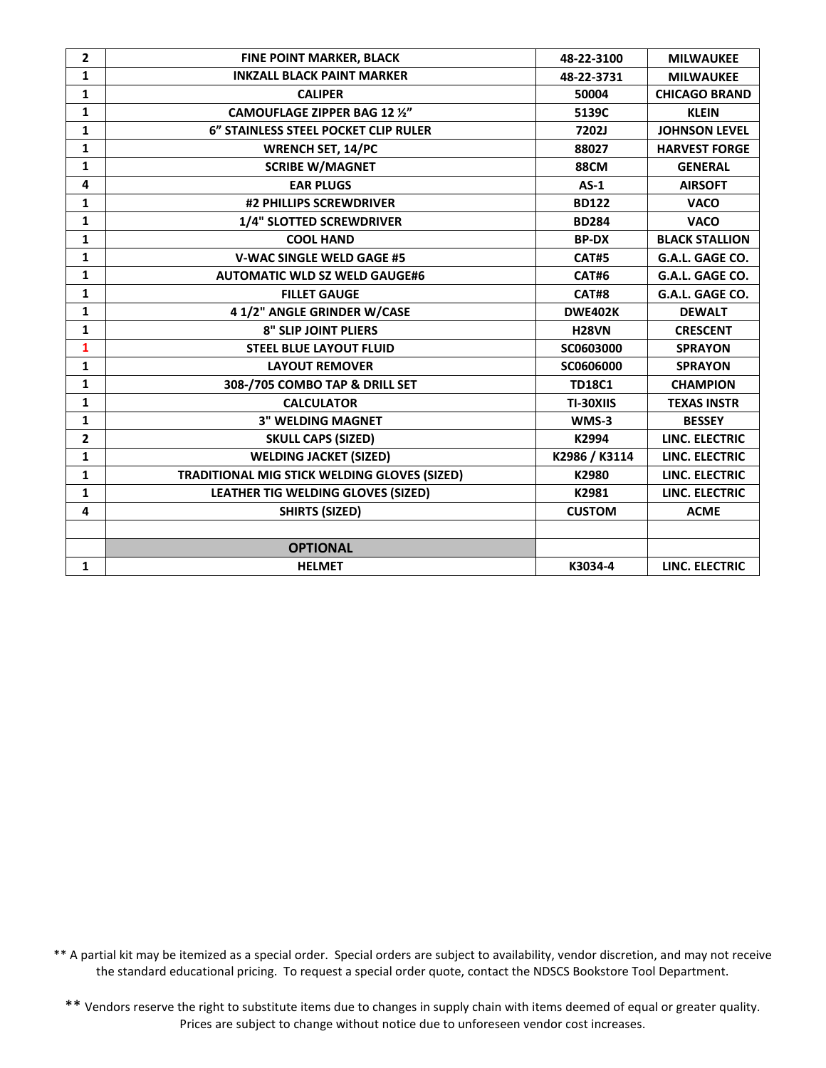| | | | |
|---|---|---|---|
| **2** | **FINE POINT MARKER, BLACK** | **48-22-3100** | **MILWAUKEE** |
| **1** | **INKZALL BLACK PAINT MARKER** | **48-22-3731** | **MILWAUKEE** |
| **1** | **CALIPER** | **50004** | **CHICAGO BRAND** |
| **1** | **CAMOUFLAGE ZIPPER BAG 12 ½”** | **5139C** | **KLEIN** |
| **1** | **6” STAINLESS STEEL POCKET CLIP RULER** | **7202J** | **JOHNSON LEVEL** |
| **1** | **WRENCH SET, 14/PC** | **88027** | **HARVEST FORGE** |
| **1** | **SCRIBE W/MAGNET** | **88CM** | **GENERAL** |
| **4** | **EAR PLUGS** | **AS-1** | **AIRSOFT** |
| **1** | **#2 PHILLIPS SCREWDRIVER** | **BD122** | **VACO** |
| **1** | **1/4" SLOTTED SCREWDRIVER** | **BD284** | **VACO** |
| **1** | **COOL HAND** | **BP-DX** | **BLACK STALLION** |
| **1** | **V-WAC SINGLE WELD GAGE #5** | **CAT#5** | **G.A.L. GAGE CO.** |
| **1** | **AUTOMATIC WLD SZ WELD GAUGE#6** | **CAT#6** | **G.A.L. GAGE CO.** |
| **1** | **FILLET GAUGE** | **CAT#8** | **G.A.L. GAGE CO.** |
| **1** | **4 1/2" ANGLE GRINDER W/CASE** | **DWE402K** | **DEWALT** |
| **1** | **8" SLIP JOINT PLIERS** | **H28VN** | **CRESCENT** |
| **1** | **STEEL BLUE LAYOUT FLUID** | **SC0603000** | **SPRAYON** |
| **1** | **LAYOUT REMOVER** | **SC0606000** | **SPRAYON** |
| **1** | **308-/705 COMBO TAP & DRILL SET** | **TD18C1** | **CHAMPION** |
| **1** | **CALCULATOR** | **TI-30XIIS** | **TEXAS INSTR** |
| **1** | **3" WELDING MAGNET** | **WMS-3** | **BESSEY** |
| **2** | **SKULL CAPS (SIZED)** | **K2994** | **LINC. ELECTRIC** |
| **1** | **WELDING JACKET (SIZED)** | **K2986 / K3114** | **LINC. ELECTRIC** |
| **1** | **TRADITIONAL MIG STICK WELDING GLOVES (SIZED)** | **K2980** | **LINC. ELECTRIC** |
| **1** | **LEATHER TIG WELDING GLOVES (SIZED)** | **K2981** | **LINC. ELECTRIC** |
| **4** | **SHIRTS (SIZED)** | **CUSTOM** | **ACME** |
| | | | |
| | **OPTIONAL** | | |
| **1** | **HELMET** | **K3034-4** | **LINC. ELECTRIC** |

** A partial kit may be itemized as a special order. Special orders are subject to availability, vendor discretion, and may not receive the standard educational pricing. To request a special order quote, contact the NDSCS Bookstore Tool Department.

** Vendors reserve the right to substitute items due to changes in supply chain with items deemed of equal or greater quality. Prices are subject to change without notice due to unforeseen vendor cost increases.